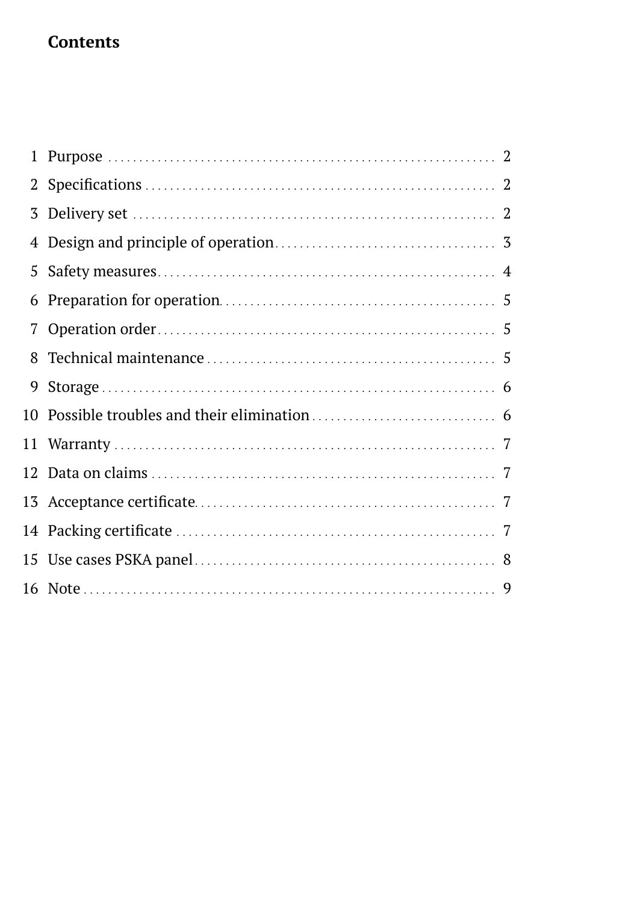## Contents

| | | |
|---|---|---|
| 1 | Purpose | 2 |
| 2 | Specifications | 2 |
| 3 | Delivery set | 2 |
| 4 | Design and principle of operation | 3 |
| 5 | Safety measures | 4 |
| 6 | Preparation for operation | 5 |
| 7 | Operation order | 5 |
| 8 | Technical maintenance | 5 |
| 9 | Storage | 6 |
| 10 | Possible troubles and their elimination | 6 |
| 11 | Warranty | 7 |
| 12 | Data on claims | 7 |
| 13 | Acceptance certificate | 7 |
| 14 | Packing certificate | 7 |
| 15 | Use cases PSKA panel | 8 |
| 16 | Note | 9 |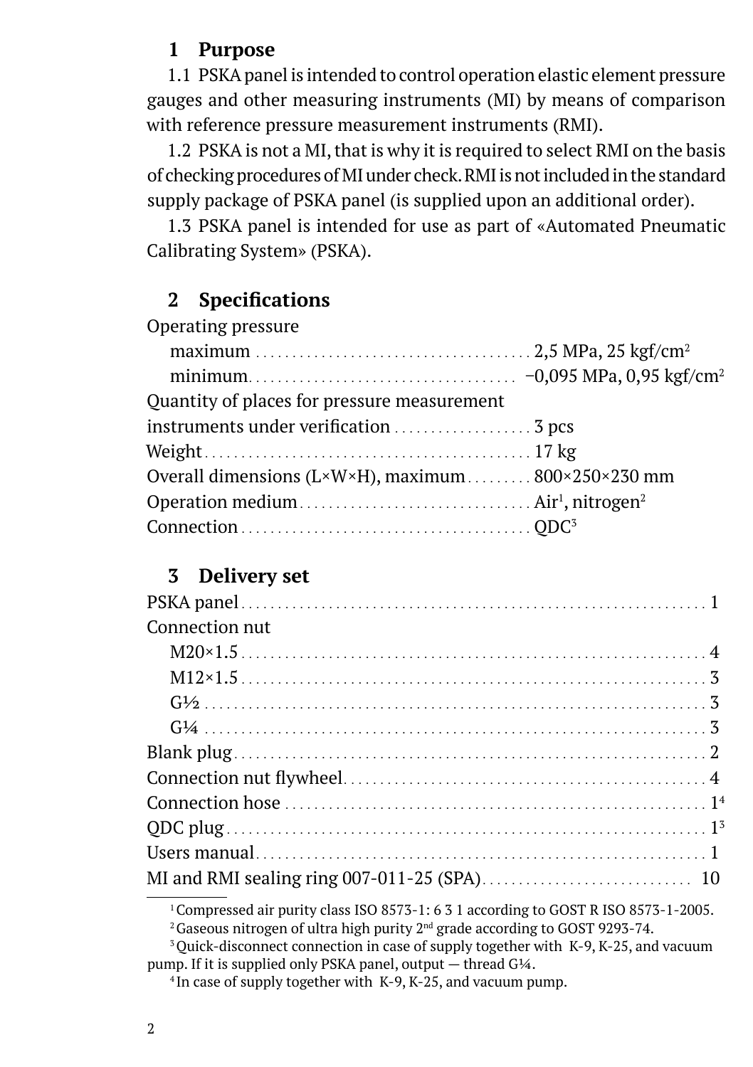## 1 Purpose

1.1 PSKA panel is intended to control operation elastic element pressure gauges and other measuring instruments (MI) by means of comparison with reference pressure measurement instruments (RMI).

1.2 PSKA is not a MI, that is why it is required to select RMI on the basis of checking procedures of MI under check. RMI is not included in the standard supply package of PSKA panel (is supplied upon an additional order).

1.3 PSKA panel is intended for use as part of «Automated Pneumatic Calibrating System» (PSKA).

## 2 Specifications

Operating pressure

- maximum .......... 2,5 MPa, 25 kgf/cm$^2$
- minimum .......... −0,095 MPa, 0,95 kgf/cm$^2$

Quantity of places for pressure measurement instruments under verification .......... 3 pcs

Weight .......... 17 kg

Overall dimensions (L×W×H), maximum .......... 800×250×230 mm

Operation medium .......... Air[1], nitrogen[2]

Connection .......... QDC[3]

## 3 Delivery set

PSKA panel .......... 1

Connection nut

- M20×1.5 .......... 4
- M12×1.5 .......... 3
- G½ .......... 3
- G¼ .......... 3

Blank plug .......... 2

Connection nut flywheel .......... 4

Connection hose .......... 1[4]

QDC plug .......... 1[3]

Users manual .......... 1

MI and RMI sealing ring 007-011-25 (SPA) .......... 10

---

[1] Compressed air purity class ISO 8573-1: 6 3 1 according to GOST R ISO 8573-1-2005.

[2] Gaseous nitrogen of ultra high purity 2$^{nd}$ grade according to GOST 9293-74.

[3] Quick-disconnect connection in case of supply together with K-9, K-25, and vacuum pump. If it is supplied only PSKA panel, output — thread G¼.

[4] In case of supply together with K-9, K-25, and vacuum pump.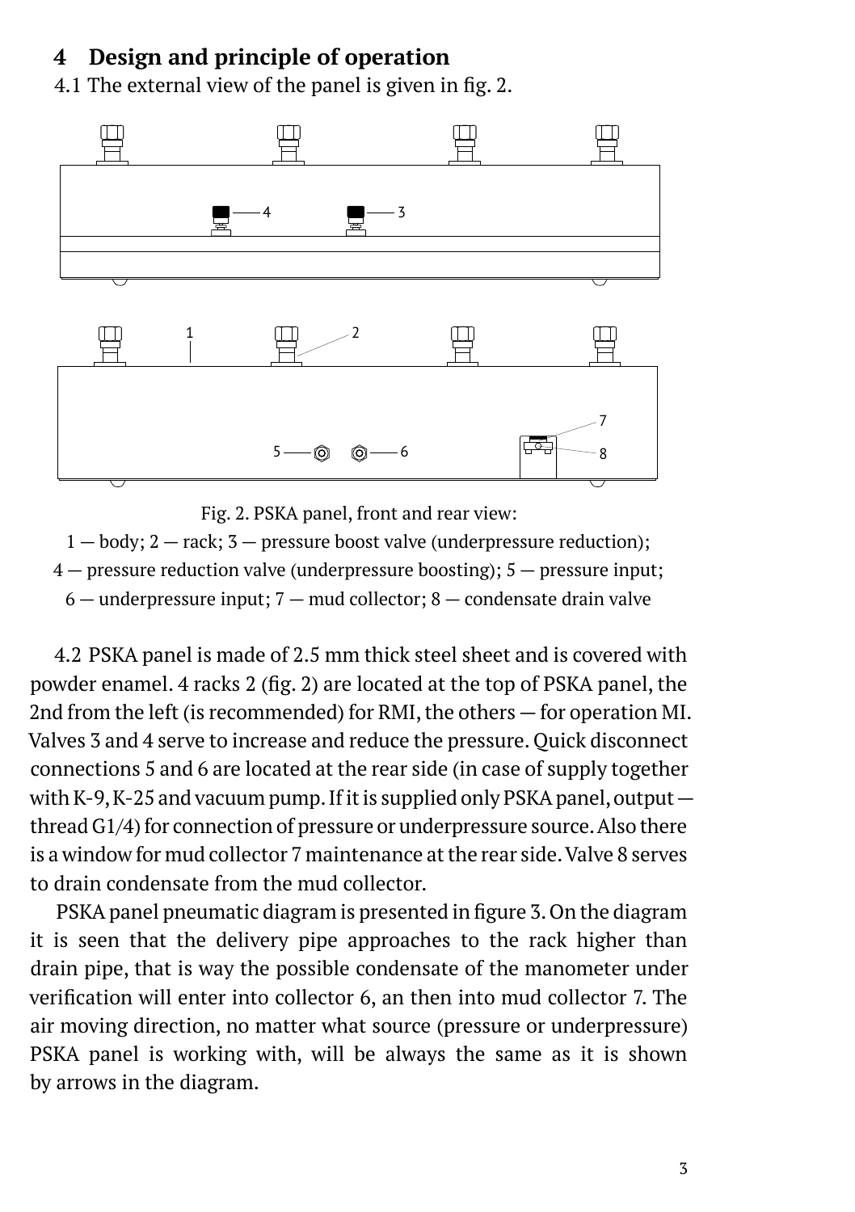## 4 Design and principle of operation

4.1 The external view of the panel is given in fig. 2.

Fig. 2. PSKA panel, front and rear view:
1 — body; 2 — rack; 3 — pressure boost valve (underpressure reduction);
4 — pressure reduction valve (underpressure boosting); 5 — pressure input;
6 — underpressure input; 7 — mud collector; 8 — condensate drain valve

4.2 PSKA panel is made of 2.5 mm thick steel sheet and is covered with powder enamel. 4 racks 2 (fig. 2) are located at the top of PSKA panel, the 2nd from the left (is recommended) for RMI, the others — for operation MI. Valves 3 and 4 serve to increase and reduce the pressure. Quick disconnect connections 5 and 6 are located at the rear side (in case of supply together with K-9, K-25 and vacuum pump. If it is supplied only PSKA panel, output — thread G1/4) for connection of pressure or underpressure source. Also there is a window for mud collector 7 maintenance at the rear side. Valve 8 serves to drain condensate from the mud collector.

PSKA panel pneumatic diagram is presented in figure 3. On the diagram it is seen that the delivery pipe approaches to the rack higher than drain pipe, that is way the possible condensate of the manometer under verification will enter into collector 6, an then into mud collector 7. The air moving direction, no matter what source (pressure or underpressure) PSKA panel is working with, will be always the same as it is shown by arrows in the diagram.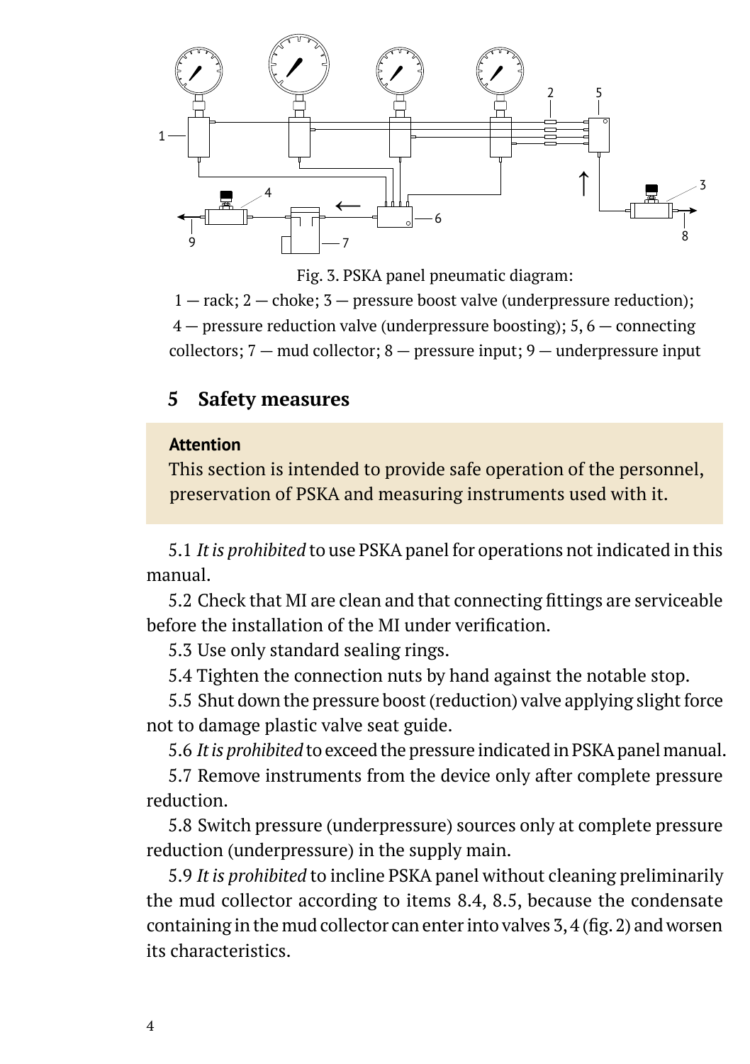Fig. 3. PSKA panel pneumatic diagram:

1 — rack; 2 — choke; 3 — pressure boost valve (underpressure reduction); 4 — pressure reduction valve (underpressure boosting); 5, 6 — connecting collectors; 7 — mud collector; 8 — pressure input; 9 — underpressure input

## 5 Safety measures

> **Attention**
>
> This section is intended to provide safe operation of the personnel, preservation of PSKA and measuring instruments used with it.

5.1 *It is prohibited* to use PSKA panel for operations not indicated in this manual.

5.2 Check that MI are clean and that connecting fittings are serviceable before the installation of the MI under verification.

5.3 Use only standard sealing rings.

5.4 Tighten the connection nuts by hand against the notable stop.

5.5 Shut down the pressure boost (reduction) valve applying slight force not to damage plastic valve seat guide.

5.6 *It is prohibited* to exceed the pressure indicated in PSKA panel manual.

5.7 Remove instruments from the device only after complete pressure reduction.

5.8 Switch pressure (underpressure) sources only at complete pressure reduction (underpressure) in the supply main.

5.9 *It is prohibited* to incline PSKA panel without cleaning preliminarily the mud collector according to items 8.4, 8.5, because the condensate containing in the mud collector can enter into valves 3, 4 (fig. 2) and worsen its characteristics.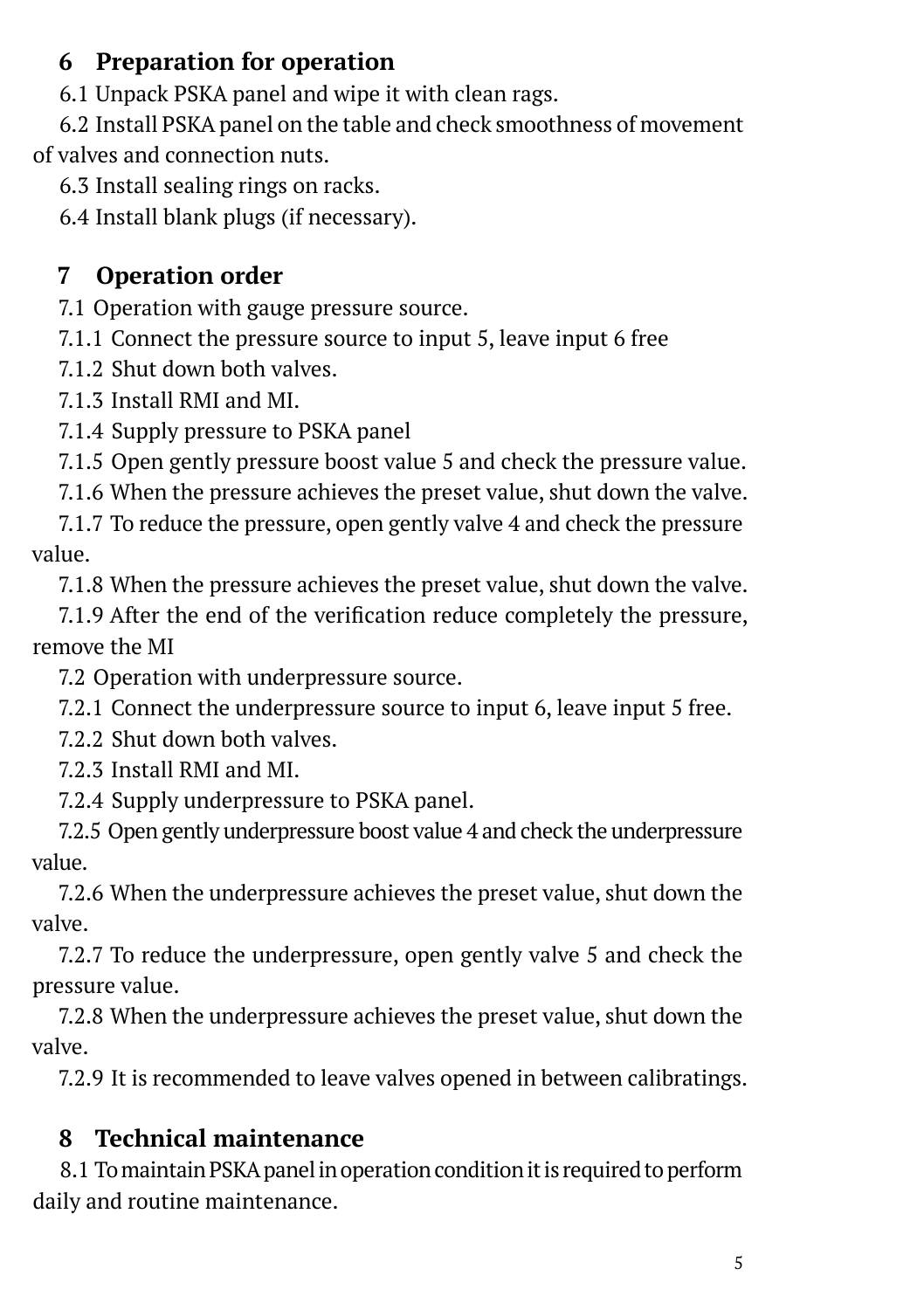## 6 Preparation for operation

6.1 Unpack PSKA panel and wipe it with clean rags.

6.2 Install PSKA panel on the table and check smoothness of movement of valves and connection nuts.

6.3 Install sealing rings on racks.

6.4 Install blank plugs (if necessary).

## 7 Operation order

7.1 Operation with gauge pressure source.

7.1.1 Connect the pressure source to input 5, leave input 6 free

7.1.2 Shut down both valves.

7.1.3 Install RMI and MI.

7.1.4 Supply pressure to PSKA panel

7.1.5 Open gently pressure boost value 5 and check the pressure value.

7.1.6 When the pressure achieves the preset value, shut down the valve.

7.1.7 To reduce the pressure, open gently valve 4 and check the pressure value.

7.1.8 When the pressure achieves the preset value, shut down the valve.

7.1.9 After the end of the verification reduce completely the pressure, remove the MI

7.2 Operation with underpressure source.

7.2.1 Connect the underpressure source to input 6, leave input 5 free.

7.2.2 Shut down both valves.

7.2.3 Install RMI and MI.

7.2.4 Supply underpressure to PSKA panel.

7.2.5 Open gently underpressure boost value 4 and check the underpressure value.

7.2.6 When the underpressure achieves the preset value, shut down the valve.

7.2.7 To reduce the underpressure, open gently valve 5 and check the pressure value.

7.2.8 When the underpressure achieves the preset value, shut down the valve.

7.2.9 It is recommended to leave valves opened in between calibratings.

## 8 Technical maintenance

8.1 To maintain PSKA panel in operation condition it is required to perform daily and routine maintenance.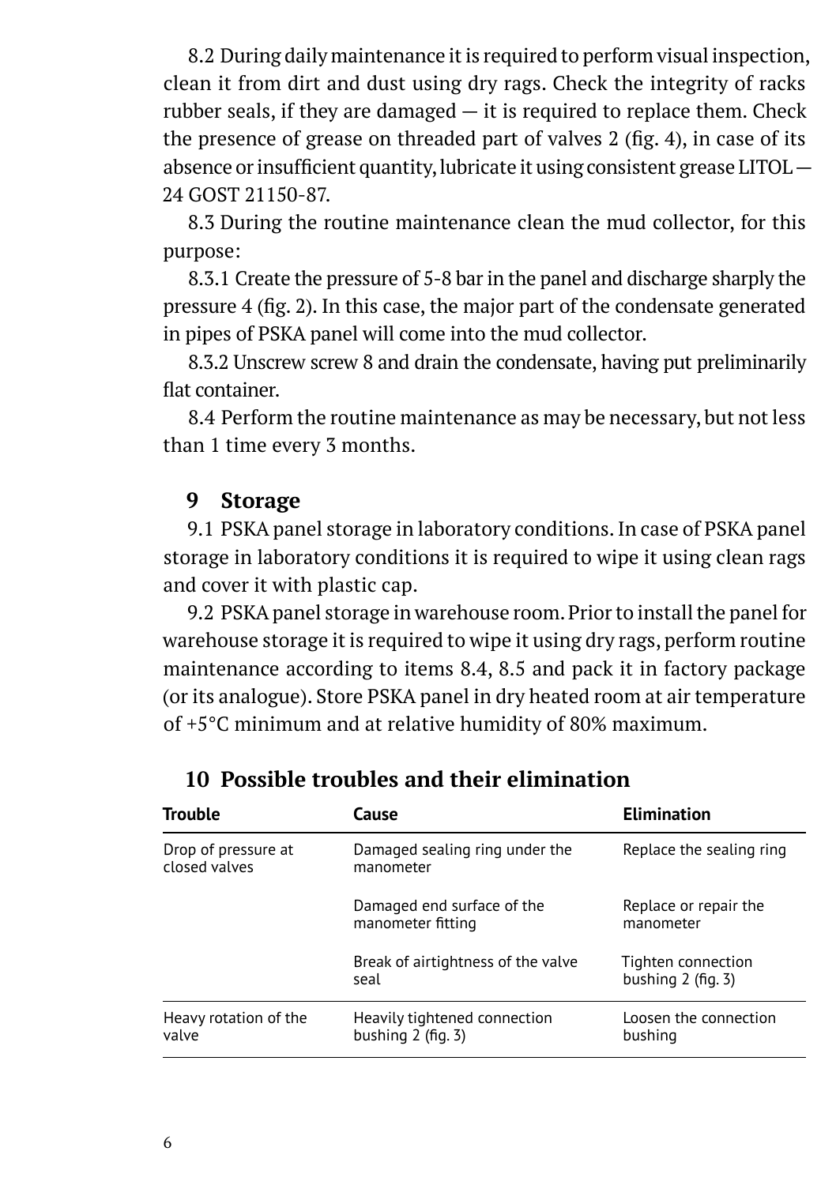8.2 During daily maintenance it is required to perform visual inspection, clean it from dirt and dust using dry rags. Check the integrity of racks rubber seals, if they are damaged — it is required to replace them. Check the presence of grease on threaded part of valves 2 (fig. 4), in case of its absence or insufficient quantity, lubricate it using consistent grease LITOL — 24 GOST 21150-87.

8.3 During the routine maintenance clean the mud collector, for this purpose:

8.3.1 Create the pressure of 5-8 bar in the panel and discharge sharply the pressure 4 (fig. 2). In this case, the major part of the condensate generated in pipes of PSKA panel will come into the mud collector.

8.3.2 Unscrew screw 8 and drain the condensate, having put preliminarily flat container.

8.4 Perform the routine maintenance as may be necessary, but not less than 1 time every 3 months.

## 9 Storage

9.1 PSKA panel storage in laboratory conditions. In case of PSKA panel storage in laboratory conditions it is required to wipe it using clean rags and cover it with plastic cap.

9.2 PSKA panel storage in warehouse room. Prior to install the panel for warehouse storage it is required to wipe it using dry rags, perform routine maintenance according to items 8.4, 8.5 and pack it in factory package (or its analogue). Store PSKA panel in dry heated room at air temperature of +5°C minimum and at relative humidity of 80% maximum.

## 10 Possible troubles and their elimination

| Trouble | Cause | Elimination |
|---|---|---|
| Drop of pressure at closed valves | Damaged sealing ring under the manometer | Replace the sealing ring |
| | Damaged end surface of the manometer fitting | Replace or repair the manometer |
| | Break of airtightness of the valve seal | Tighten connection bushing 2 (fig. 3) |
| Heavy rotation of the valve | Heavily tightened connection bushing 2 (fig. 3) | Loosen the connection bushing |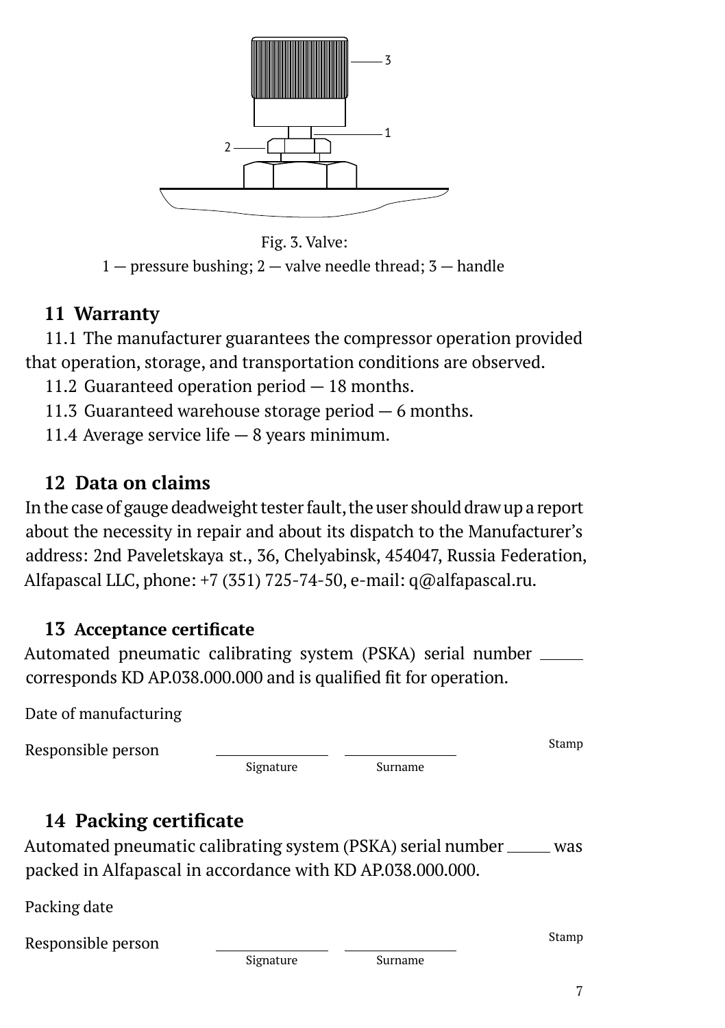Fig. 3. Valve:
1 — pressure bushing; 2 — valve needle thread; 3 — handle

## 11 Warranty

11.1 The manufacturer guarantees the compressor operation provided that operation, storage, and transportation conditions are observed.

11.2 Guaranteed operation period — 18 months.

11.3 Guaranteed warehouse storage period — 6 months.

11.4 Average service life — 8 years minimum.

## 12 Data on claims

In the case of gauge deadweight tester fault, the user should draw up a report about the necessity in repair and about its dispatch to the Manufacturer's address: 2nd Paveletskaya st., 36, Chelyabinsk, 454047, Russia Federation, Alfapascal LLC, phone: +7 (351) 725-74-50, e-mail: q@alfapascal.ru.

## 13 Acceptance certificate

Automated pneumatic calibrating system (PSKA) serial number _____ corresponds KD AP.038.000.000 and is qualified fit for operation.

Date of manufacturing

Responsible person ______________ ______________ Stamp

Signature Surname

## 14 Packing certificate

Automated pneumatic calibrating system (PSKA) serial number _____ was packed in Alfapascal in accordance with KD AP.038.000.000.

Packing date

Responsible person ______________ ______________ Stamp

Signature Surname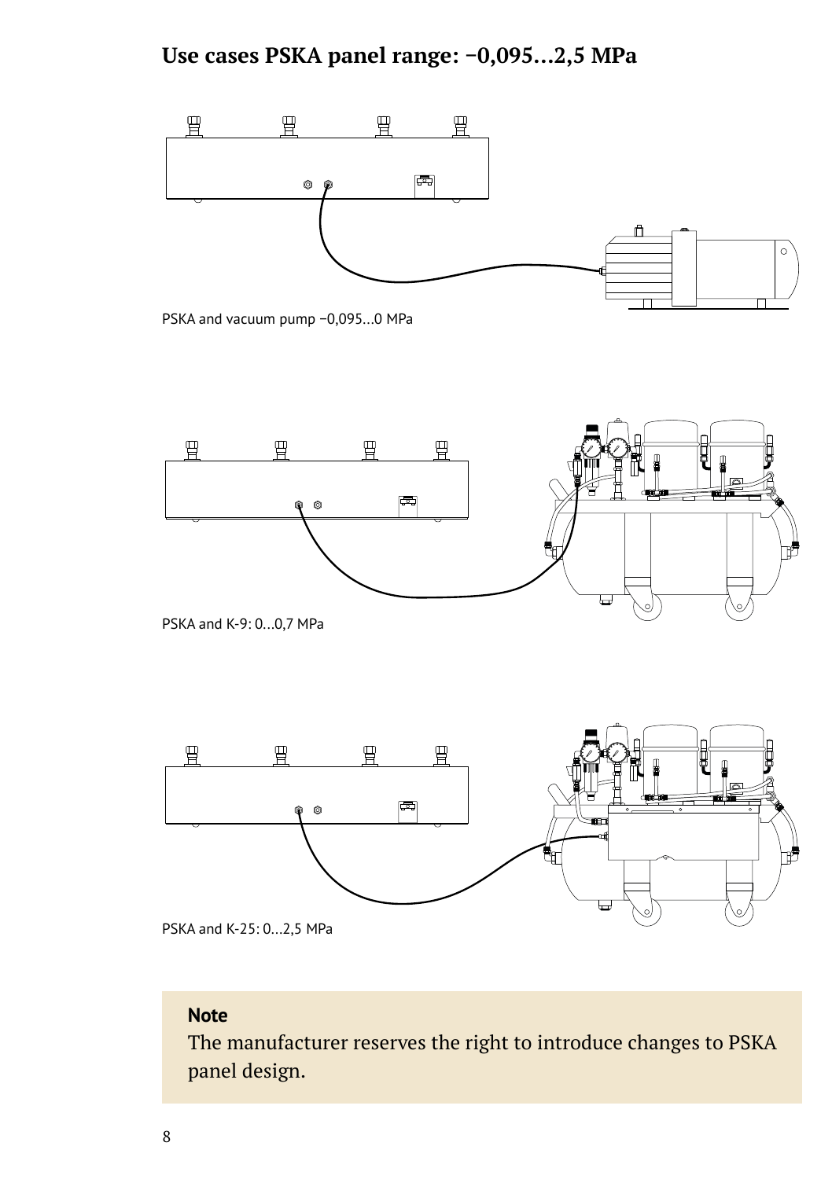## Use cases PSKA panel range: −0,095…2,5 MPa

PSKA and vacuum pump −0,095…0 MPa

PSKA and K-9: 0…0,7 MPa

PSKA and K-25: 0…2,5 MPa

**Note**

The manufacturer reserves the right to introduce changes to PSKA panel design.